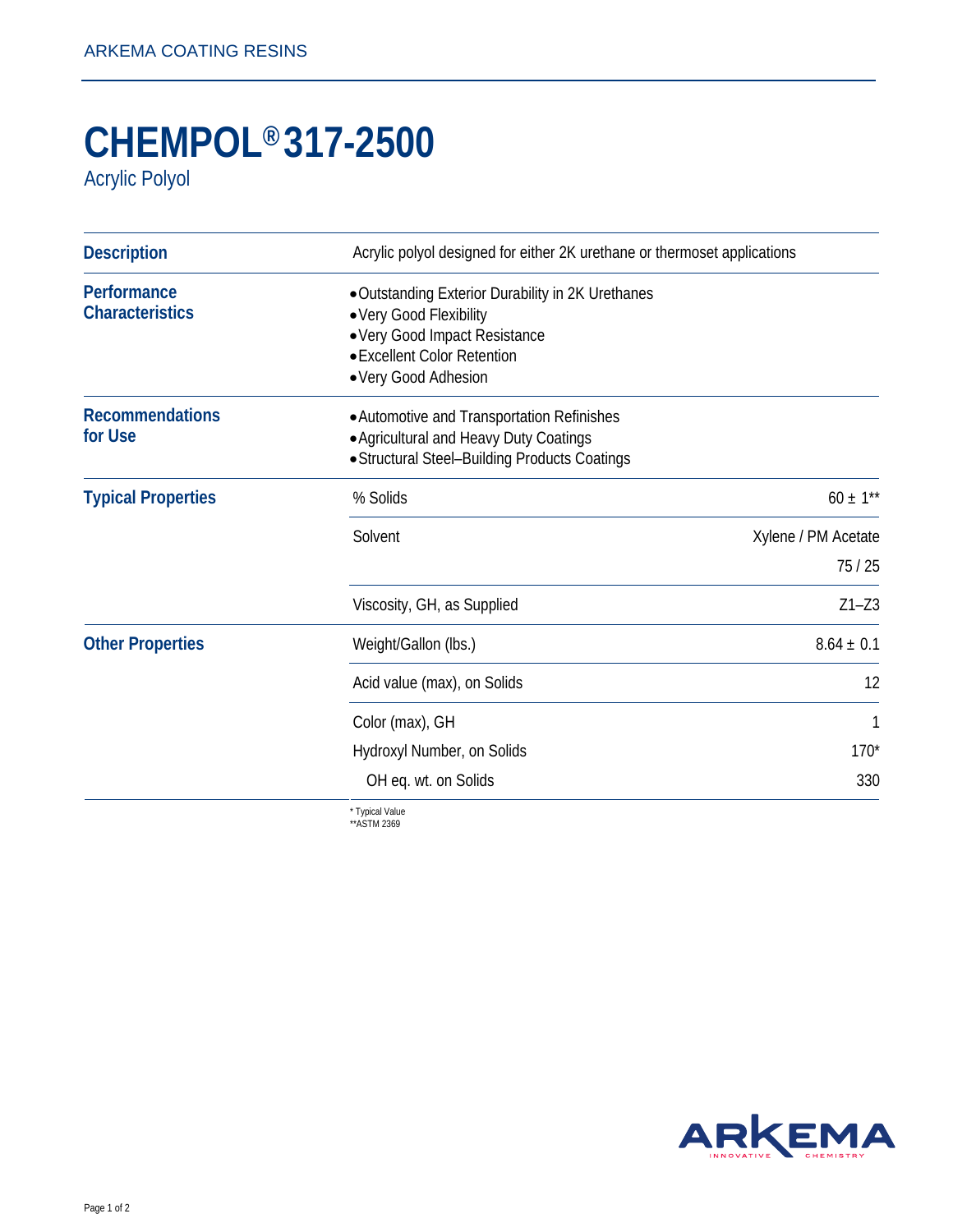ARKEMA COATING RESINS

# CHEMPOL® 317-2500

Acrylic Polyol

## Description

Acrylic polyol designed for either 2K urethane or thermoset applications

## Performance Characteristics

- Outstanding Exterior Durability in 2K Urethanes
- Very Good Flexibility
- Very Good Impact Resistance
- Excellent Color Retention
- Very Good Adhesion

## Recommendations for Use

- Automotive and Transportation Refinishes
- Agricultural and Heavy Duty Coatings
- Structural Steel–Building Products Coatings

## Typical Properties

| Property | Value |
|---|---|
| % Solids | 60 ± 1** |
| Solvent | Xylene / PM Acetate 75 / 25 |
| Viscosity, GH, as Supplied | Z1–Z3 |

## Other Properties

| Property | Value |
|---|---|
| Weight/Gallon (lbs.) | 8.64 ± 0.1 |
| Acid value (max), on Solids | 12 |
| Color (max), GH | 1 |
| Hydroxyl Number, on Solids | 170* |
| OH eq. wt. on Solids | 330 |

* Typical Value
**ASTM 2369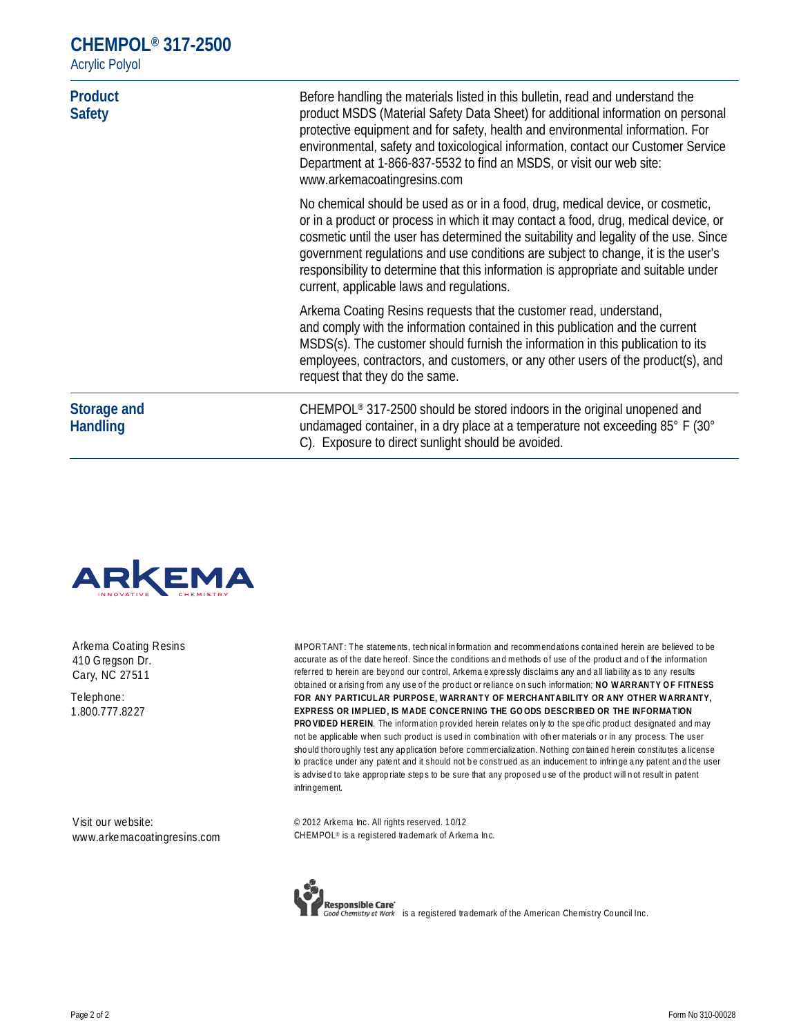# CHEMPOL® 317-2500

Acrylic Polyol

## Product Safety

Before handling the materials listed in this bulletin, read and understand the product MSDS (Material Safety Data Sheet) for additional information on personal protective equipment and for safety, health and environmental information. For environmental, safety and toxicological information, contact our Customer Service Department at 1-866-837-5532 to find an MSDS, or visit our web site: www.arkemacoatingresins.com

No chemical should be used as or in a food, drug, medical device, or cosmetic, or in a product or process in which it may contact a food, drug, medical device, or cosmetic until the user has determined the suitability and legality of the use. Since government regulations and use conditions are subject to change, it is the user's responsibility to determine that this information is appropriate and suitable under current, applicable laws and regulations.

Arkema Coating Resins requests that the customer read, understand, and comply with the information contained in this publication and the current MSDS(s). The customer should furnish the information in this publication to its employees, contractors, and customers, or any other users of the product(s), and request that they do the same.

## Storage and Handling

CHEMPOL® 317-2500 should be stored indoors in the original unopened and undamaged container, in a dry place at a temperature not exceeding 85° F (30° C). Exposure to direct sunlight should be avoided.

ARKEMA
INNOVATIVE CHEMISTRY

Arkema Coating Resins
410 Gregson Dr.
Cary, NC 27511

Telephone:
1.800.777.8227

IMPORTANT: The statements, technical information and recommendations contained herein are believed to be accurate as of the date hereof. Since the conditions and methods of use of the product and of the information referred to herein are beyond our control, Arkema expressly disclaims any and all liability as to any results obtained or arising from any use of the product or reliance on such information; **NO WARRANTY OF FITNESS FOR ANY PARTICULAR PURPOSE, WARRANTY OF MERCHANTABILITY OR ANY OTHER WARRANTY, EXPRESS OR IMPLIED, IS MADE CONCERNING THE GOODS DESCRIBED OR THE INFORMATION PROVIDED HEREIN**. The information provided herein relates only to the specific product designated and may not be applicable when such product is used in combination with other materials or in any process. The user should thoroughly test any application before commercialization. Nothing contained herein constitutes a license to practice under any patent and it should not be construed as an inducement to infringe any patent and the user is advised to take appropriate steps to be sure that any proposed use of the product will not result in patent infringement.

Visit our website:
www.arkemacoatingresins.com

© 2012 Arkema Inc. All rights reserved. 10/12
CHEMPOL® is a registered trademark of Arkema Inc.

Responsible Care® Good Chemistry at Work is a registered trademark of the American Chemistry Council Inc.

Form No 310-00028